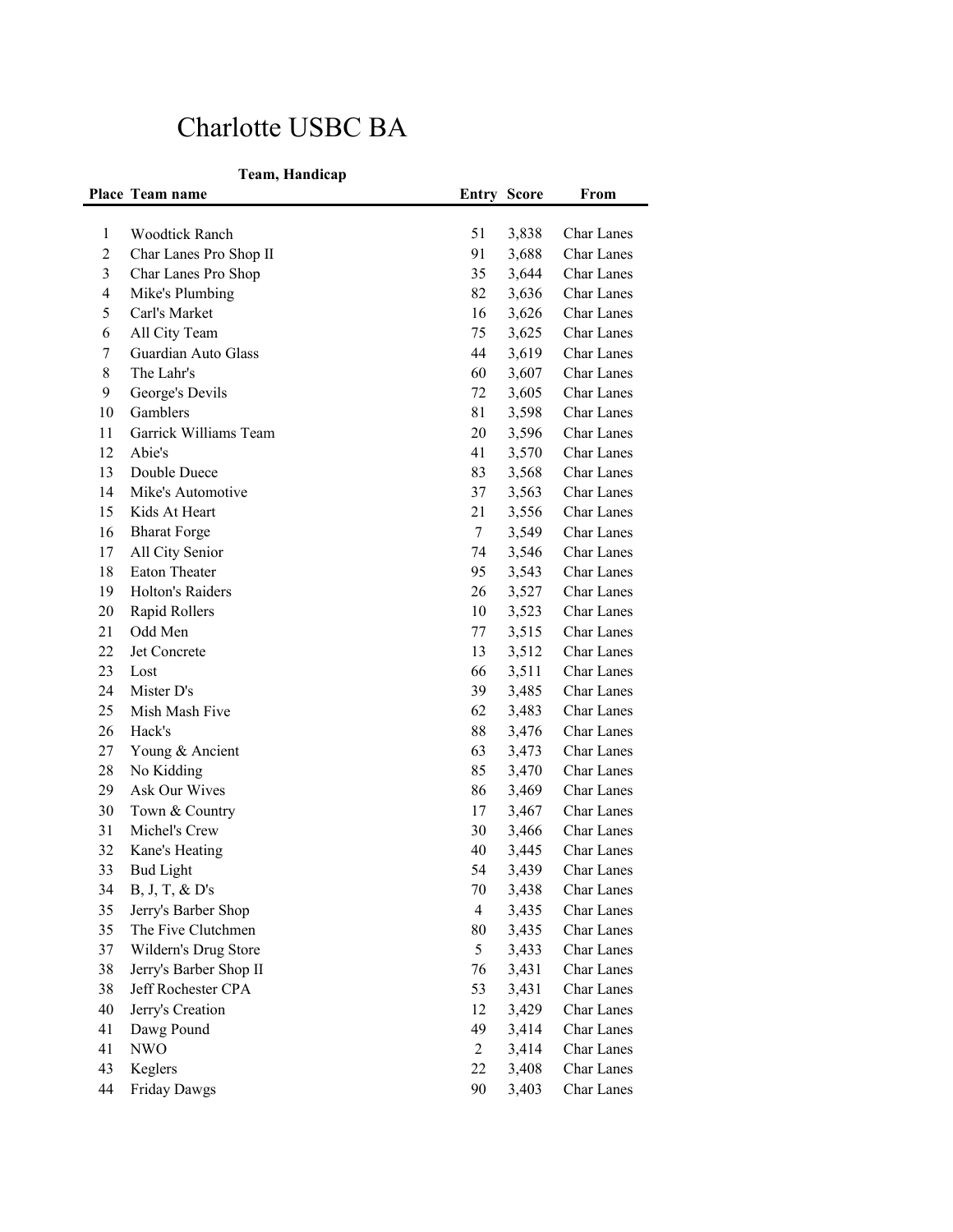# Charlotte USBC BA

**Team, Handicap**

| Place | Team name | Entry | Score | From |
|---|---|---|---|---|
| 1 | Woodtick Ranch | 51 | 3,838 | Char Lanes |
| 2 | Char Lanes Pro Shop II | 91 | 3,688 | Char Lanes |
| 3 | Char Lanes Pro Shop | 35 | 3,644 | Char Lanes |
| 4 | Mike's Plumbing | 82 | 3,636 | Char Lanes |
| 5 | Carl's Market | 16 | 3,626 | Char Lanes |
| 6 | All City Team | 75 | 3,625 | Char Lanes |
| 7 | Guardian Auto Glass | 44 | 3,619 | Char Lanes |
| 8 | The Lahr's | 60 | 3,607 | Char Lanes |
| 9 | George's Devils | 72 | 3,605 | Char Lanes |
| 10 | Gamblers | 81 | 3,598 | Char Lanes |
| 11 | Garrick Williams Team | 20 | 3,596 | Char Lanes |
| 12 | Abie's | 41 | 3,570 | Char Lanes |
| 13 | Double Duece | 83 | 3,568 | Char Lanes |
| 14 | Mike's Automotive | 37 | 3,563 | Char Lanes |
| 15 | Kids At Heart | 21 | 3,556 | Char Lanes |
| 16 | Bharat Forge | 7 | 3,549 | Char Lanes |
| 17 | All City Senior | 74 | 3,546 | Char Lanes |
| 18 | Eaton Theater | 95 | 3,543 | Char Lanes |
| 19 | Holton's Raiders | 26 | 3,527 | Char Lanes |
| 20 | Rapid Rollers | 10 | 3,523 | Char Lanes |
| 21 | Odd Men | 77 | 3,515 | Char Lanes |
| 22 | Jet Concrete | 13 | 3,512 | Char Lanes |
| 23 | Lost | 66 | 3,511 | Char Lanes |
| 24 | Mister D's | 39 | 3,485 | Char Lanes |
| 25 | Mish Mash Five | 62 | 3,483 | Char Lanes |
| 26 | Hack's | 88 | 3,476 | Char Lanes |
| 27 | Young & Ancient | 63 | 3,473 | Char Lanes |
| 28 | No Kidding | 85 | 3,470 | Char Lanes |
| 29 | Ask Our Wives | 86 | 3,469 | Char Lanes |
| 30 | Town & Country | 17 | 3,467 | Char Lanes |
| 31 | Michel's Crew | 30 | 3,466 | Char Lanes |
| 32 | Kane's Heating | 40 | 3,445 | Char Lanes |
| 33 | Bud Light | 54 | 3,439 | Char Lanes |
| 34 | B, J, T, & D's | 70 | 3,438 | Char Lanes |
| 35 | Jerry's Barber Shop | 4 | 3,435 | Char Lanes |
| 35 | The Five Clutchmen | 80 | 3,435 | Char Lanes |
| 37 | Wildern's Drug Store | 5 | 3,433 | Char Lanes |
| 38 | Jerry's Barber Shop II | 76 | 3,431 | Char Lanes |
| 38 | Jeff Rochester CPA | 53 | 3,431 | Char Lanes |
| 40 | Jerry's Creation | 12 | 3,429 | Char Lanes |
| 41 | Dawg Pound | 49 | 3,414 | Char Lanes |
| 41 | NWO | 2 | 3,414 | Char Lanes |
| 43 | Keglers | 22 | 3,408 | Char Lanes |
| 44 | Friday Dawgs | 90 | 3,403 | Char Lanes |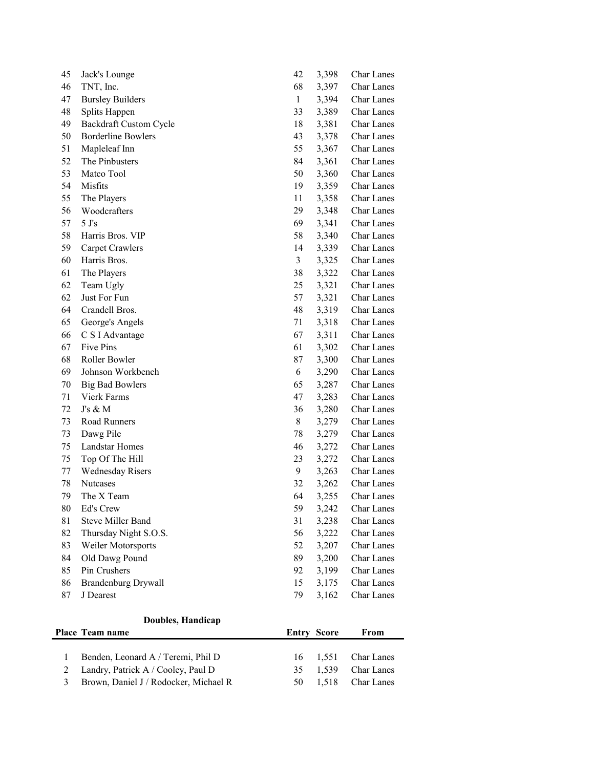| | | | | |
|---|---|---|---|---|
| 45 | Jack's Lounge | 42 | 3,398 | Char Lanes |
| 46 | TNT, Inc. | 68 | 3,397 | Char Lanes |
| 47 | Bursley Builders | 1 | 3,394 | Char Lanes |
| 48 | Splits Happen | 33 | 3,389 | Char Lanes |
| 49 | Backdraft Custom Cycle | 18 | 3,381 | Char Lanes |
| 50 | Borderline Bowlers | 43 | 3,378 | Char Lanes |
| 51 | Mapleleaf Inn | 55 | 3,367 | Char Lanes |
| 52 | The Pinbusters | 84 | 3,361 | Char Lanes |
| 53 | Matco Tool | 50 | 3,360 | Char Lanes |
| 54 | Misfits | 19 | 3,359 | Char Lanes |
| 55 | The Players | 11 | 3,358 | Char Lanes |
| 56 | Woodcrafters | 29 | 3,348 | Char Lanes |
| 57 | 5 J's | 69 | 3,341 | Char Lanes |
| 58 | Harris Bros. VIP | 58 | 3,340 | Char Lanes |
| 59 | Carpet Crawlers | 14 | 3,339 | Char Lanes |
| 60 | Harris Bros. | 3 | 3,325 | Char Lanes |
| 61 | The Players | 38 | 3,322 | Char Lanes |
| 62 | Team Ugly | 25 | 3,321 | Char Lanes |
| 62 | Just For Fun | 57 | 3,321 | Char Lanes |
| 64 | Crandell Bros. | 48 | 3,319 | Char Lanes |
| 65 | George's Angels | 71 | 3,318 | Char Lanes |
| 66 | C S I Advantage | 67 | 3,311 | Char Lanes |
| 67 | Five Pins | 61 | 3,302 | Char Lanes |
| 68 | Roller Bowler | 87 | 3,300 | Char Lanes |
| 69 | Johnson Workbench | 6 | 3,290 | Char Lanes |
| 70 | Big Bad Bowlers | 65 | 3,287 | Char Lanes |
| 71 | Vierk Farms | 47 | 3,283 | Char Lanes |
| 72 | J's & M | 36 | 3,280 | Char Lanes |
| 73 | Road Runners | 8 | 3,279 | Char Lanes |
| 73 | Dawg Pile | 78 | 3,279 | Char Lanes |
| 75 | Landstar Homes | 46 | 3,272 | Char Lanes |
| 75 | Top Of The Hill | 23 | 3,272 | Char Lanes |
| 77 | Wednesday Risers | 9 | 3,263 | Char Lanes |
| 78 | Nutcases | 32 | 3,262 | Char Lanes |
| 79 | The X Team | 64 | 3,255 | Char Lanes |
| 80 | Ed's Crew | 59 | 3,242 | Char Lanes |
| 81 | Steve Miller Band | 31 | 3,238 | Char Lanes |
| 82 | Thursday Night S.O.S. | 56 | 3,222 | Char Lanes |
| 83 | Weiler Motorsports | 52 | 3,207 | Char Lanes |
| 84 | Old Dawg Pound | 89 | 3,200 | Char Lanes |
| 85 | Pin Crushers | 92 | 3,199 | Char Lanes |
| 86 | Brandenburg Drywall | 15 | 3,175 | Char Lanes |
| 87 | J Dearest | 79 | 3,162 | Char Lanes |

**Doubles, Handicap**

| Place | Team name | Entry | Score | From |
|---|---|---|---|---|
| 1 | Benden, Leonard A / Teremi, Phil D | 16 | 1,551 | Char Lanes |
| 2 | Landry, Patrick A / Cooley, Paul D | 35 | 1,539 | Char Lanes |
| 3 | Brown, Daniel J / Rodocker, Michael R | 50 | 1,518 | Char Lanes |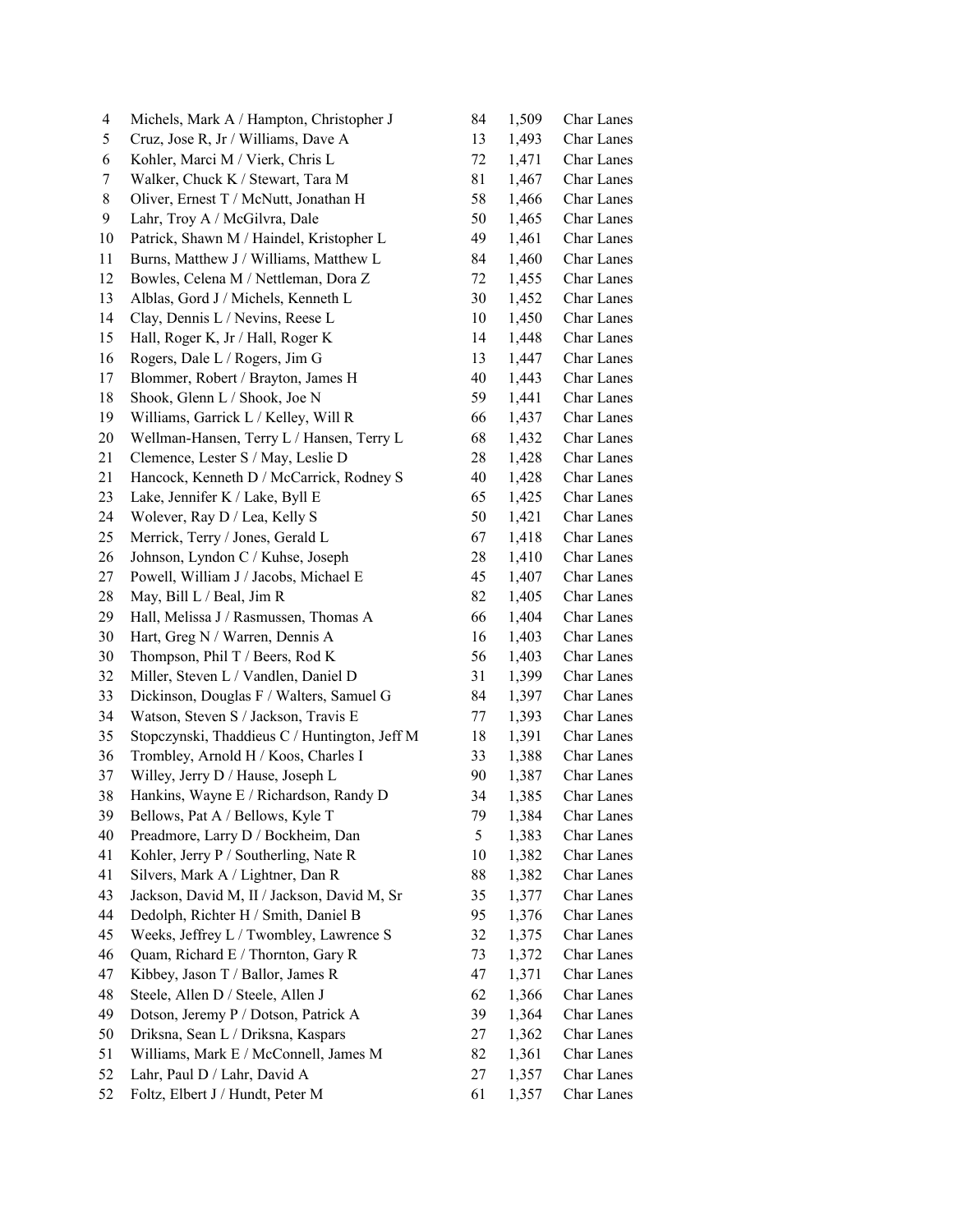| | | | | |
|---|---|---|---|---|
| 4 | Michels, Mark A / Hampton, Christopher J | 84 | 1,509 | Char Lanes |
| 5 | Cruz, Jose R, Jr / Williams, Dave A | 13 | 1,493 | Char Lanes |
| 6 | Kohler, Marci M / Vierk, Chris L | 72 | 1,471 | Char Lanes |
| 7 | Walker, Chuck K / Stewart, Tara M | 81 | 1,467 | Char Lanes |
| 8 | Oliver, Ernest T / McNutt, Jonathan H | 58 | 1,466 | Char Lanes |
| 9 | Lahr, Troy A / McGilvra, Dale | 50 | 1,465 | Char Lanes |
| 10 | Patrick, Shawn M / Haindel, Kristopher L | 49 | 1,461 | Char Lanes |
| 11 | Burns, Matthew J / Williams, Matthew L | 84 | 1,460 | Char Lanes |
| 12 | Bowles, Celena M / Nettleman, Dora Z | 72 | 1,455 | Char Lanes |
| 13 | Alblas, Gord J / Michels, Kenneth L | 30 | 1,452 | Char Lanes |
| 14 | Clay, Dennis L / Nevins, Reese L | 10 | 1,450 | Char Lanes |
| 15 | Hall, Roger K, Jr / Hall, Roger K | 14 | 1,448 | Char Lanes |
| 16 | Rogers, Dale L / Rogers, Jim G | 13 | 1,447 | Char Lanes |
| 17 | Blommer, Robert / Brayton, James H | 40 | 1,443 | Char Lanes |
| 18 | Shook, Glenn L / Shook, Joe N | 59 | 1,441 | Char Lanes |
| 19 | Williams, Garrick L / Kelley, Will R | 66 | 1,437 | Char Lanes |
| 20 | Wellman-Hansen, Terry L / Hansen, Terry L | 68 | 1,432 | Char Lanes |
| 21 | Clemence, Lester S / May, Leslie D | 28 | 1,428 | Char Lanes |
| 21 | Hancock, Kenneth D / McCarrick, Rodney S | 40 | 1,428 | Char Lanes |
| 23 | Lake, Jennifer K / Lake, Byll E | 65 | 1,425 | Char Lanes |
| 24 | Wolever, Ray D / Lea, Kelly S | 50 | 1,421 | Char Lanes |
| 25 | Merrick, Terry / Jones, Gerald L | 67 | 1,418 | Char Lanes |
| 26 | Johnson, Lyndon C / Kuhse, Joseph | 28 | 1,410 | Char Lanes |
| 27 | Powell, William J / Jacobs, Michael E | 45 | 1,407 | Char Lanes |
| 28 | May, Bill L / Beal, Jim R | 82 | 1,405 | Char Lanes |
| 29 | Hall, Melissa J / Rasmussen, Thomas A | 66 | 1,404 | Char Lanes |
| 30 | Hart, Greg N / Warren, Dennis A | 16 | 1,403 | Char Lanes |
| 30 | Thompson, Phil T / Beers, Rod K | 56 | 1,403 | Char Lanes |
| 32 | Miller, Steven L / Vandlen, Daniel D | 31 | 1,399 | Char Lanes |
| 33 | Dickinson, Douglas F / Walters, Samuel G | 84 | 1,397 | Char Lanes |
| 34 | Watson, Steven S / Jackson, Travis E | 77 | 1,393 | Char Lanes |
| 35 | Stopczynski, Thaddieus C / Huntington, Jeff M | 18 | 1,391 | Char Lanes |
| 36 | Trombley, Arnold H / Koos, Charles I | 33 | 1,388 | Char Lanes |
| 37 | Willey, Jerry D / Hause, Joseph L | 90 | 1,387 | Char Lanes |
| 38 | Hankins, Wayne E / Richardson, Randy D | 34 | 1,385 | Char Lanes |
| 39 | Bellows, Pat A / Bellows, Kyle T | 79 | 1,384 | Char Lanes |
| 40 | Preadmore, Larry D / Bockheim, Dan | 5 | 1,383 | Char Lanes |
| 41 | Kohler, Jerry P / Southerling, Nate R | 10 | 1,382 | Char Lanes |
| 41 | Silvers, Mark A / Lightner, Dan R | 88 | 1,382 | Char Lanes |
| 43 | Jackson, David M, II / Jackson, David M, Sr | 35 | 1,377 | Char Lanes |
| 44 | Dedolph, Richter H / Smith, Daniel B | 95 | 1,376 | Char Lanes |
| 45 | Weeks, Jeffrey L / Twombley, Lawrence S | 32 | 1,375 | Char Lanes |
| 46 | Quam, Richard E / Thornton, Gary R | 73 | 1,372 | Char Lanes |
| 47 | Kibbey, Jason T / Ballor, James R | 47 | 1,371 | Char Lanes |
| 48 | Steele, Allen D / Steele, Allen J | 62 | 1,366 | Char Lanes |
| 49 | Dotson, Jeremy P / Dotson, Patrick A | 39 | 1,364 | Char Lanes |
| 50 | Driksna, Sean L / Driksna, Kaspars | 27 | 1,362 | Char Lanes |
| 51 | Williams, Mark E / McConnell, James M | 82 | 1,361 | Char Lanes |
| 52 | Lahr, Paul D / Lahr, David A | 27 | 1,357 | Char Lanes |
| 52 | Foltz, Elbert J / Hundt, Peter M | 61 | 1,357 | Char Lanes |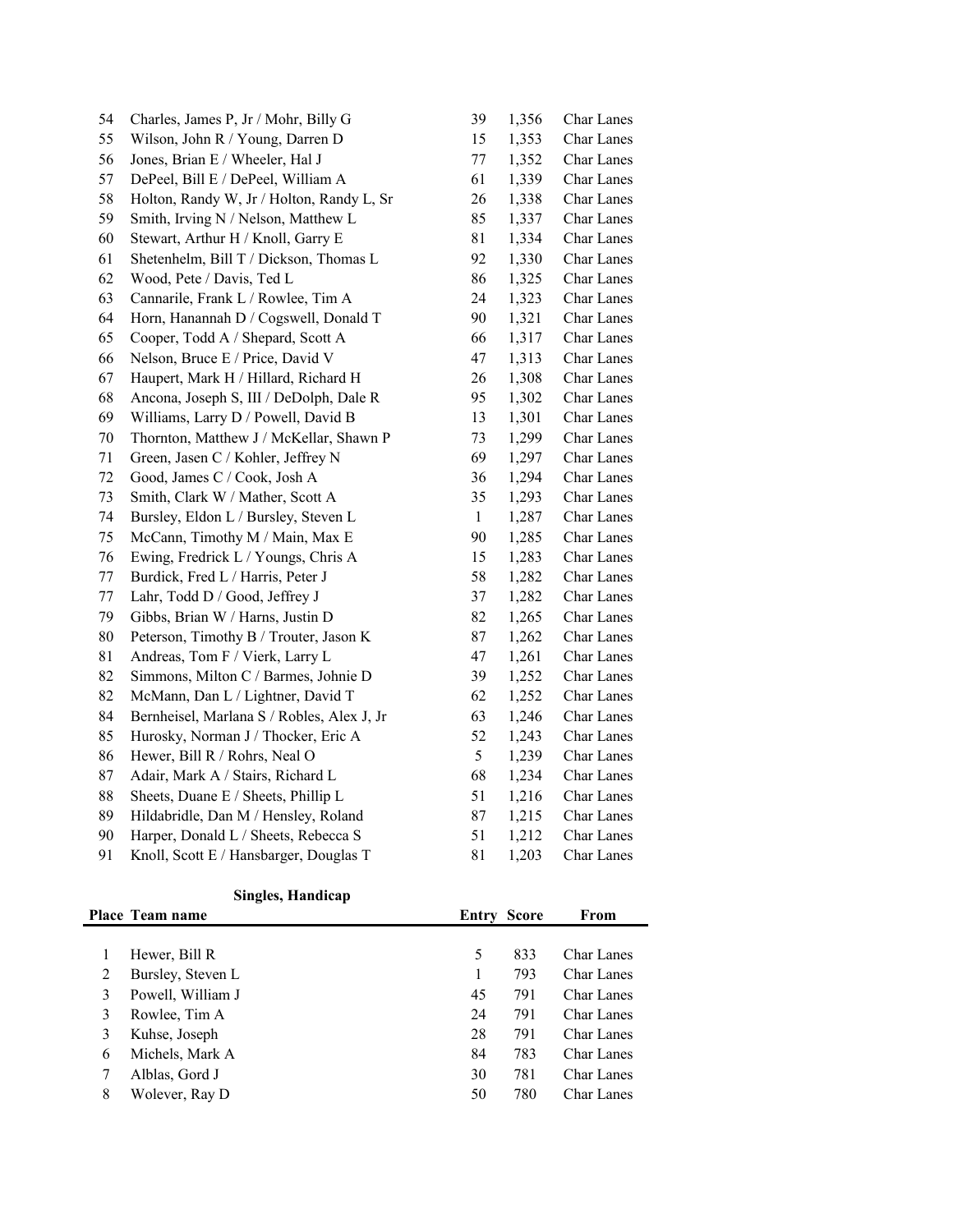| Place | Team name | Entry | Score | From |
|---|---|---|---|---|
| 54 | Charles, James P, Jr / Mohr, Billy G | 39 | 1,356 | Char Lanes |
| 55 | Wilson, John R / Young, Darren D | 15 | 1,353 | Char Lanes |
| 56 | Jones, Brian E / Wheeler, Hal J | 77 | 1,352 | Char Lanes |
| 57 | DePeel, Bill E / DePeel, William A | 61 | 1,339 | Char Lanes |
| 58 | Holton, Randy W, Jr / Holton, Randy L, Sr | 26 | 1,338 | Char Lanes |
| 59 | Smith, Irving N / Nelson, Matthew L | 85 | 1,337 | Char Lanes |
| 60 | Stewart, Arthur H / Knoll, Garry E | 81 | 1,334 | Char Lanes |
| 61 | Shetenhelm, Bill T / Dickson, Thomas L | 92 | 1,330 | Char Lanes |
| 62 | Wood, Pete / Davis, Ted L | 86 | 1,325 | Char Lanes |
| 63 | Cannarile, Frank L / Rowlee, Tim A | 24 | 1,323 | Char Lanes |
| 64 | Horn, Hanannah D / Cogswell, Donald T | 90 | 1,321 | Char Lanes |
| 65 | Cooper, Todd A / Shepard, Scott A | 66 | 1,317 | Char Lanes |
| 66 | Nelson, Bruce E / Price, David V | 47 | 1,313 | Char Lanes |
| 67 | Haupert, Mark H / Hillard, Richard H | 26 | 1,308 | Char Lanes |
| 68 | Ancona, Joseph S, III / DeDolph, Dale R | 95 | 1,302 | Char Lanes |
| 69 | Williams, Larry D / Powell, David B | 13 | 1,301 | Char Lanes |
| 70 | Thornton, Matthew J / McKellar, Shawn P | 73 | 1,299 | Char Lanes |
| 71 | Green, Jasen C / Kohler, Jeffrey N | 69 | 1,297 | Char Lanes |
| 72 | Good, James C / Cook, Josh A | 36 | 1,294 | Char Lanes |
| 73 | Smith, Clark W / Mather, Scott A | 35 | 1,293 | Char Lanes |
| 74 | Bursley, Eldon L / Bursley, Steven L | 1 | 1,287 | Char Lanes |
| 75 | McCann, Timothy M / Main, Max E | 90 | 1,285 | Char Lanes |
| 76 | Ewing, Fredrick L / Youngs, Chris A | 15 | 1,283 | Char Lanes |
| 77 | Burdick, Fred L / Harris, Peter J | 58 | 1,282 | Char Lanes |
| 77 | Lahr, Todd D / Good, Jeffrey J | 37 | 1,282 | Char Lanes |
| 79 | Gibbs, Brian W / Harns, Justin D | 82 | 1,265 | Char Lanes |
| 80 | Peterson, Timothy B / Trouter, Jason K | 87 | 1,262 | Char Lanes |
| 81 | Andreas, Tom F / Vierk, Larry L | 47 | 1,261 | Char Lanes |
| 82 | Simmons, Milton C / Barmes, Johnie D | 39 | 1,252 | Char Lanes |
| 82 | McMann, Dan L / Lightner, David T | 62 | 1,252 | Char Lanes |
| 84 | Bernheisel, Marlana S / Robles, Alex J, Jr | 63 | 1,246 | Char Lanes |
| 85 | Hurosky, Norman J / Thocker, Eric A | 52 | 1,243 | Char Lanes |
| 86 | Hewer, Bill R / Rohrs, Neal O | 5 | 1,239 | Char Lanes |
| 87 | Adair, Mark A / Stairs, Richard L | 68 | 1,234 | Char Lanes |
| 88 | Sheets, Duane E / Sheets, Phillip L | 51 | 1,216 | Char Lanes |
| 89 | Hildabridle, Dan M / Hensley, Roland | 87 | 1,215 | Char Lanes |
| 90 | Harper, Donald L / Sheets, Rebecca S | 51 | 1,212 | Char Lanes |
| 91 | Knoll, Scott E / Hansbarger, Douglas T | 81 | 1,203 | Char Lanes |

**Singles, Handicap**

| Place | Team name | Entry | Score | From |
|---|---|---|---|---|
| 1 | Hewer, Bill R | 5 | 833 | Char Lanes |
| 2 | Bursley, Steven L | 1 | 793 | Char Lanes |
| 3 | Powell, William J | 45 | 791 | Char Lanes |
| 3 | Rowlee, Tim A | 24 | 791 | Char Lanes |
| 3 | Kuhse, Joseph | 28 | 791 | Char Lanes |
| 6 | Michels, Mark A | 84 | 783 | Char Lanes |
| 7 | Alblas, Gord J | 30 | 781 | Char Lanes |
| 8 | Wolever, Ray D | 50 | 780 | Char Lanes |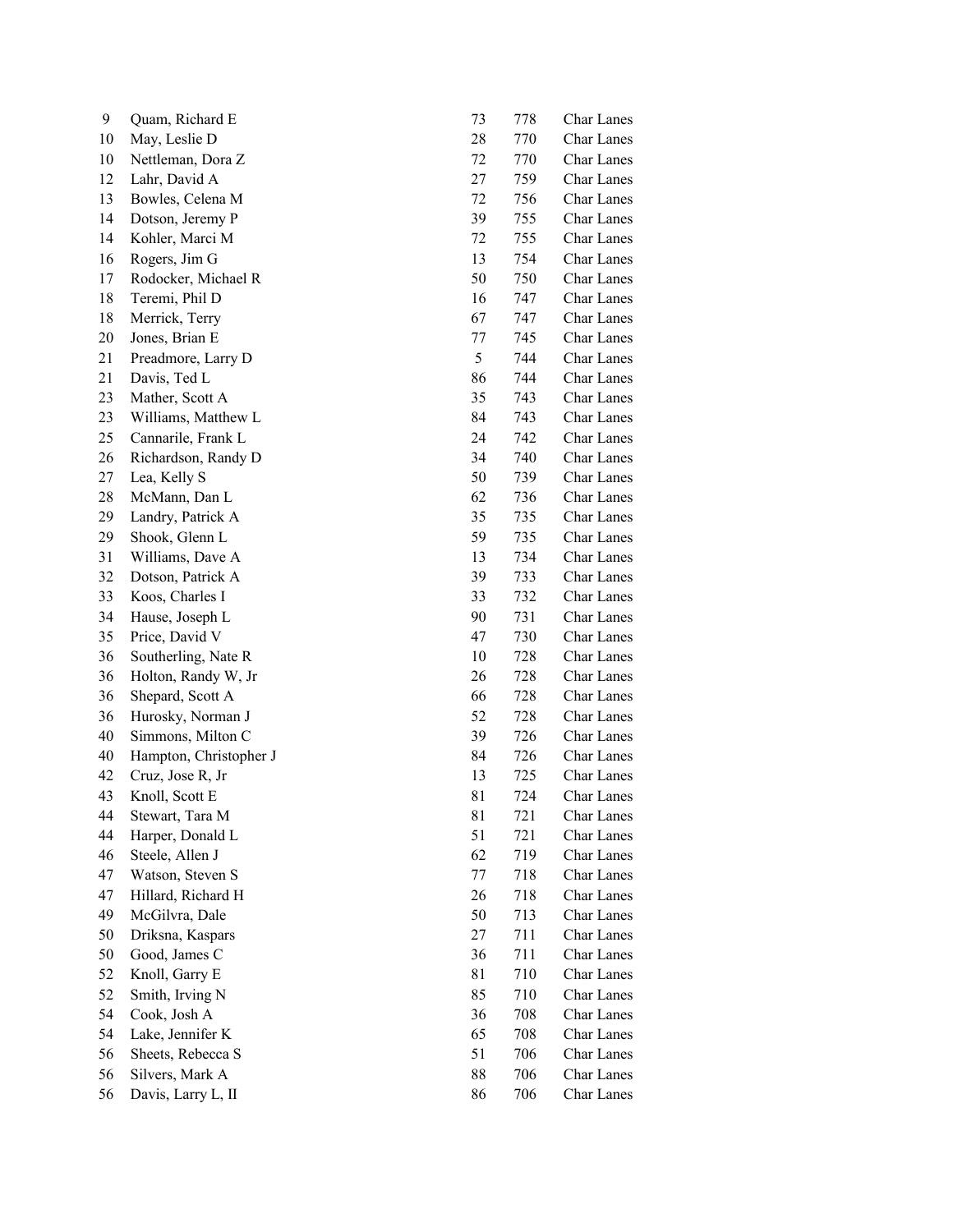| | | | | |
|---|---|---|---|---|
| 9 | Quam, Richard E | 73 | 778 | Char Lanes |
| 10 | May, Leslie D | 28 | 770 | Char Lanes |
| 10 | Nettleman, Dora Z | 72 | 770 | Char Lanes |
| 12 | Lahr, David A | 27 | 759 | Char Lanes |
| 13 | Bowles, Celena M | 72 | 756 | Char Lanes |
| 14 | Dotson, Jeremy P | 39 | 755 | Char Lanes |
| 14 | Kohler, Marci M | 72 | 755 | Char Lanes |
| 16 | Rogers, Jim G | 13 | 754 | Char Lanes |
| 17 | Rodocker, Michael R | 50 | 750 | Char Lanes |
| 18 | Teremi, Phil D | 16 | 747 | Char Lanes |
| 18 | Merrick, Terry | 67 | 747 | Char Lanes |
| 20 | Jones, Brian E | 77 | 745 | Char Lanes |
| 21 | Preadmore, Larry D | 5 | 744 | Char Lanes |
| 21 | Davis, Ted L | 86 | 744 | Char Lanes |
| 23 | Mather, Scott A | 35 | 743 | Char Lanes |
| 23 | Williams, Matthew L | 84 | 743 | Char Lanes |
| 25 | Cannarile, Frank L | 24 | 742 | Char Lanes |
| 26 | Richardson, Randy D | 34 | 740 | Char Lanes |
| 27 | Lea, Kelly S | 50 | 739 | Char Lanes |
| 28 | McMann, Dan L | 62 | 736 | Char Lanes |
| 29 | Landry, Patrick A | 35 | 735 | Char Lanes |
| 29 | Shook, Glenn L | 59 | 735 | Char Lanes |
| 31 | Williams, Dave A | 13 | 734 | Char Lanes |
| 32 | Dotson, Patrick A | 39 | 733 | Char Lanes |
| 33 | Koos, Charles I | 33 | 732 | Char Lanes |
| 34 | Hause, Joseph L | 90 | 731 | Char Lanes |
| 35 | Price, David V | 47 | 730 | Char Lanes |
| 36 | Southerling, Nate R | 10 | 728 | Char Lanes |
| 36 | Holton, Randy W, Jr | 26 | 728 | Char Lanes |
| 36 | Shepard, Scott A | 66 | 728 | Char Lanes |
| 36 | Hurosky, Norman J | 52 | 728 | Char Lanes |
| 40 | Simmons, Milton C | 39 | 726 | Char Lanes |
| 40 | Hampton, Christopher J | 84 | 726 | Char Lanes |
| 42 | Cruz, Jose R, Jr | 13 | 725 | Char Lanes |
| 43 | Knoll, Scott E | 81 | 724 | Char Lanes |
| 44 | Stewart, Tara M | 81 | 721 | Char Lanes |
| 44 | Harper, Donald L | 51 | 721 | Char Lanes |
| 46 | Steele, Allen J | 62 | 719 | Char Lanes |
| 47 | Watson, Steven S | 77 | 718 | Char Lanes |
| 47 | Hillard, Richard H | 26 | 718 | Char Lanes |
| 49 | McGilvra, Dale | 50 | 713 | Char Lanes |
| 50 | Driksna, Kaspars | 27 | 711 | Char Lanes |
| 50 | Good, James C | 36 | 711 | Char Lanes |
| 52 | Knoll, Garry E | 81 | 710 | Char Lanes |
| 52 | Smith, Irving N | 85 | 710 | Char Lanes |
| 54 | Cook, Josh A | 36 | 708 | Char Lanes |
| 54 | Lake, Jennifer K | 65 | 708 | Char Lanes |
| 56 | Sheets, Rebecca S | 51 | 706 | Char Lanes |
| 56 | Silvers, Mark A | 88 | 706 | Char Lanes |
| 56 | Davis, Larry L, II | 86 | 706 | Char Lanes |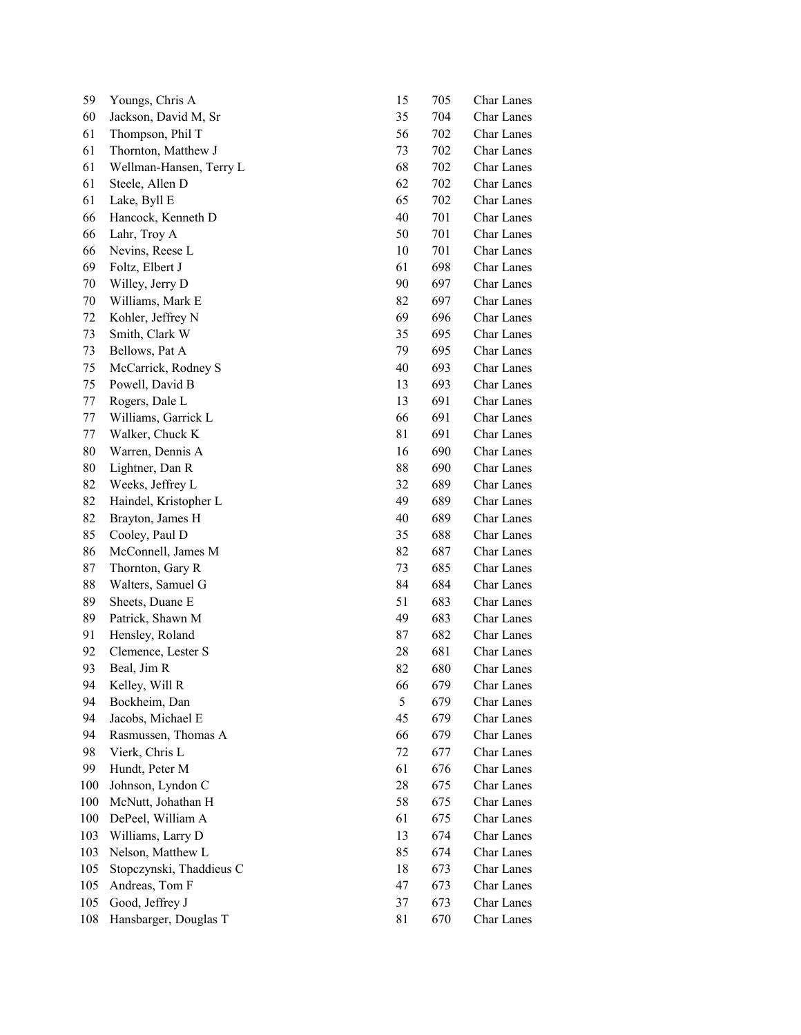| | | | | |
|---|---|---|---|---|
| 59 | Youngs, Chris A | 15 | 705 | Char Lanes |
| 60 | Jackson, David M, Sr | 35 | 704 | Char Lanes |
| 61 | Thompson, Phil T | 56 | 702 | Char Lanes |
| 61 | Thornton, Matthew J | 73 | 702 | Char Lanes |
| 61 | Wellman-Hansen, Terry L | 68 | 702 | Char Lanes |
| 61 | Steele, Allen D | 62 | 702 | Char Lanes |
| 61 | Lake, Byll E | 65 | 702 | Char Lanes |
| 66 | Hancock, Kenneth D | 40 | 701 | Char Lanes |
| 66 | Lahr, Troy A | 50 | 701 | Char Lanes |
| 66 | Nevins, Reese L | 10 | 701 | Char Lanes |
| 69 | Foltz, Elbert J | 61 | 698 | Char Lanes |
| 70 | Willey, Jerry D | 90 | 697 | Char Lanes |
| 70 | Williams, Mark E | 82 | 697 | Char Lanes |
| 72 | Kohler, Jeffrey N | 69 | 696 | Char Lanes |
| 73 | Smith, Clark W | 35 | 695 | Char Lanes |
| 73 | Bellows, Pat A | 79 | 695 | Char Lanes |
| 75 | McCarrick, Rodney S | 40 | 693 | Char Lanes |
| 75 | Powell, David B | 13 | 693 | Char Lanes |
| 77 | Rogers, Dale L | 13 | 691 | Char Lanes |
| 77 | Williams, Garrick L | 66 | 691 | Char Lanes |
| 77 | Walker, Chuck K | 81 | 691 | Char Lanes |
| 80 | Warren, Dennis A | 16 | 690 | Char Lanes |
| 80 | Lightner, Dan R | 88 | 690 | Char Lanes |
| 82 | Weeks, Jeffrey L | 32 | 689 | Char Lanes |
| 82 | Haindel, Kristopher L | 49 | 689 | Char Lanes |
| 82 | Brayton, James H | 40 | 689 | Char Lanes |
| 85 | Cooley, Paul D | 35 | 688 | Char Lanes |
| 86 | McConnell, James M | 82 | 687 | Char Lanes |
| 87 | Thornton, Gary R | 73 | 685 | Char Lanes |
| 88 | Walters, Samuel G | 84 | 684 | Char Lanes |
| 89 | Sheets, Duane E | 51 | 683 | Char Lanes |
| 89 | Patrick, Shawn M | 49 | 683 | Char Lanes |
| 91 | Hensley, Roland | 87 | 682 | Char Lanes |
| 92 | Clemence, Lester S | 28 | 681 | Char Lanes |
| 93 | Beal, Jim R | 82 | 680 | Char Lanes |
| 94 | Kelley, Will R | 66 | 679 | Char Lanes |
| 94 | Bockheim, Dan | 5 | 679 | Char Lanes |
| 94 | Jacobs, Michael E | 45 | 679 | Char Lanes |
| 94 | Rasmussen, Thomas A | 66 | 679 | Char Lanes |
| 98 | Vierk, Chris L | 72 | 677 | Char Lanes |
| 99 | Hundt, Peter M | 61 | 676 | Char Lanes |
| 100 | Johnson, Lyndon C | 28 | 675 | Char Lanes |
| 100 | McNutt, Johathan H | 58 | 675 | Char Lanes |
| 100 | DePeel, William A | 61 | 675 | Char Lanes |
| 103 | Williams, Larry D | 13 | 674 | Char Lanes |
| 103 | Nelson, Matthew L | 85 | 674 | Char Lanes |
| 105 | Stopczynski, Thaddieus C | 18 | 673 | Char Lanes |
| 105 | Andreas, Tom F | 47 | 673 | Char Lanes |
| 105 | Good, Jeffrey J | 37 | 673 | Char Lanes |
| 108 | Hansbarger, Douglas T | 81 | 670 | Char Lanes |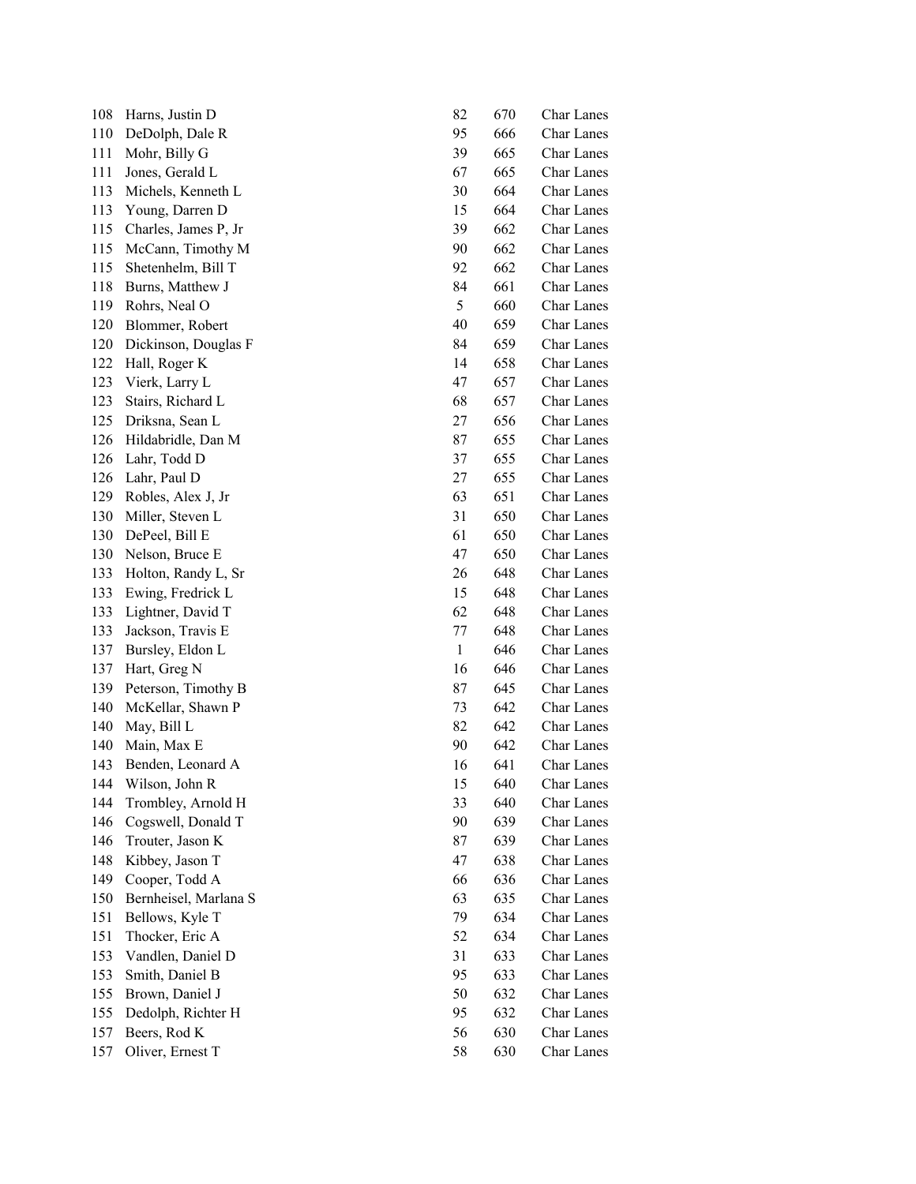| | | | | |
|---|---|---|---|---|
| 108 | Harns, Justin D | 82 | 670 | Char Lanes |
| 110 | DeDolph, Dale R | 95 | 666 | Char Lanes |
| 111 | Mohr, Billy G | 39 | 665 | Char Lanes |
| 111 | Jones, Gerald L | 67 | 665 | Char Lanes |
| 113 | Michels, Kenneth L | 30 | 664 | Char Lanes |
| 113 | Young, Darren D | 15 | 664 | Char Lanes |
| 115 | Charles, James P, Jr | 39 | 662 | Char Lanes |
| 115 | McCann, Timothy M | 90 | 662 | Char Lanes |
| 115 | Shetenhelm, Bill T | 92 | 662 | Char Lanes |
| 118 | Burns, Matthew J | 84 | 661 | Char Lanes |
| 119 | Rohrs, Neal O | 5 | 660 | Char Lanes |
| 120 | Blommer, Robert | 40 | 659 | Char Lanes |
| 120 | Dickinson, Douglas F | 84 | 659 | Char Lanes |
| 122 | Hall, Roger K | 14 | 658 | Char Lanes |
| 123 | Vierk, Larry L | 47 | 657 | Char Lanes |
| 123 | Stairs, Richard L | 68 | 657 | Char Lanes |
| 125 | Driksna, Sean L | 27 | 656 | Char Lanes |
| 126 | Hildabridle, Dan M | 87 | 655 | Char Lanes |
| 126 | Lahr, Todd D | 37 | 655 | Char Lanes |
| 126 | Lahr, Paul D | 27 | 655 | Char Lanes |
| 129 | Robles, Alex J, Jr | 63 | 651 | Char Lanes |
| 130 | Miller, Steven L | 31 | 650 | Char Lanes |
| 130 | DePeel, Bill E | 61 | 650 | Char Lanes |
| 130 | Nelson, Bruce E | 47 | 650 | Char Lanes |
| 133 | Holton, Randy L, Sr | 26 | 648 | Char Lanes |
| 133 | Ewing, Fredrick L | 15 | 648 | Char Lanes |
| 133 | Lightner, David T | 62 | 648 | Char Lanes |
| 133 | Jackson, Travis E | 77 | 648 | Char Lanes |
| 137 | Bursley, Eldon L | 1 | 646 | Char Lanes |
| 137 | Hart, Greg N | 16 | 646 | Char Lanes |
| 139 | Peterson, Timothy B | 87 | 645 | Char Lanes |
| 140 | McKellar, Shawn P | 73 | 642 | Char Lanes |
| 140 | May, Bill L | 82 | 642 | Char Lanes |
| 140 | Main, Max E | 90 | 642 | Char Lanes |
| 143 | Benden, Leonard A | 16 | 641 | Char Lanes |
| 144 | Wilson, John R | 15 | 640 | Char Lanes |
| 144 | Trombley, Arnold H | 33 | 640 | Char Lanes |
| 146 | Cogswell, Donald T | 90 | 639 | Char Lanes |
| 146 | Trouter, Jason K | 87 | 639 | Char Lanes |
| 148 | Kibbey, Jason T | 47 | 638 | Char Lanes |
| 149 | Cooper, Todd A | 66 | 636 | Char Lanes |
| 150 | Bernheisel, Marlana S | 63 | 635 | Char Lanes |
| 151 | Bellows, Kyle T | 79 | 634 | Char Lanes |
| 151 | Thocker, Eric A | 52 | 634 | Char Lanes |
| 153 | Vandlen, Daniel D | 31 | 633 | Char Lanes |
| 153 | Smith, Daniel B | 95 | 633 | Char Lanes |
| 155 | Brown, Daniel J | 50 | 632 | Char Lanes |
| 155 | Dedolph, Richter H | 95 | 632 | Char Lanes |
| 157 | Beers, Rod K | 56 | 630 | Char Lanes |
| 157 | Oliver, Ernest T | 58 | 630 | Char Lanes |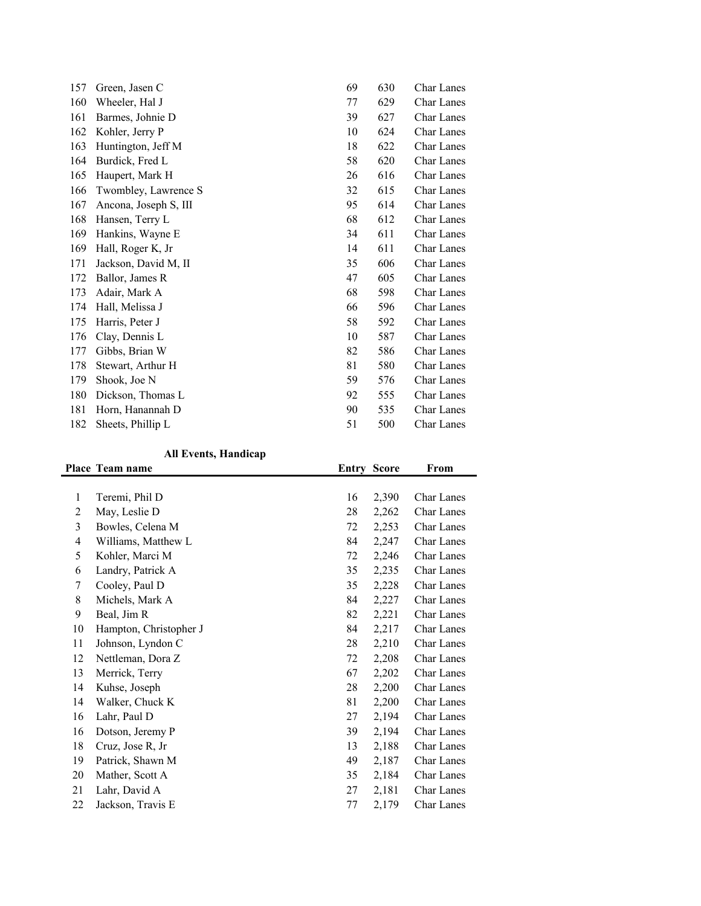| | | | | |
|---|---|---|---|---|
| 157 | Green, Jasen C | 69 | 630 | Char Lanes |
| 160 | Wheeler, Hal J | 77 | 629 | Char Lanes |
| 161 | Barmes, Johnie D | 39 | 627 | Char Lanes |
| 162 | Kohler, Jerry P | 10 | 624 | Char Lanes |
| 163 | Huntington, Jeff M | 18 | 622 | Char Lanes |
| 164 | Burdick, Fred L | 58 | 620 | Char Lanes |
| 165 | Haupert, Mark H | 26 | 616 | Char Lanes |
| 166 | Twombley, Lawrence S | 32 | 615 | Char Lanes |
| 167 | Ancona, Joseph S, III | 95 | 614 | Char Lanes |
| 168 | Hansen, Terry L | 68 | 612 | Char Lanes |
| 169 | Hankins, Wayne E | 34 | 611 | Char Lanes |
| 169 | Hall, Roger K, Jr | 14 | 611 | Char Lanes |
| 171 | Jackson, David M, II | 35 | 606 | Char Lanes |
| 172 | Ballor, James R | 47 | 605 | Char Lanes |
| 173 | Adair, Mark A | 68 | 598 | Char Lanes |
| 174 | Hall, Melissa J | 66 | 596 | Char Lanes |
| 175 | Harris, Peter J | 58 | 592 | Char Lanes |
| 176 | Clay, Dennis L | 10 | 587 | Char Lanes |
| 177 | Gibbs, Brian W | 82 | 586 | Char Lanes |
| 178 | Stewart, Arthur H | 81 | 580 | Char Lanes |
| 179 | Shook, Joe N | 59 | 576 | Char Lanes |
| 180 | Dickson, Thomas L | 92 | 555 | Char Lanes |
| 181 | Horn, Hanannah D | 90 | 535 | Char Lanes |
| 182 | Sheets, Phillip L | 51 | 500 | Char Lanes |

**All Events, Handicap**

| Place | Team name | Entry | Score | From |
|---|---|---|---|---|
| 1 | Teremi, Phil D | 16 | 2,390 | Char Lanes |
| 2 | May, Leslie D | 28 | 2,262 | Char Lanes |
| 3 | Bowles, Celena M | 72 | 2,253 | Char Lanes |
| 4 | Williams, Matthew L | 84 | 2,247 | Char Lanes |
| 5 | Kohler, Marci M | 72 | 2,246 | Char Lanes |
| 6 | Landry, Patrick A | 35 | 2,235 | Char Lanes |
| 7 | Cooley, Paul D | 35 | 2,228 | Char Lanes |
| 8 | Michels, Mark A | 84 | 2,227 | Char Lanes |
| 9 | Beal, Jim R | 82 | 2,221 | Char Lanes |
| 10 | Hampton, Christopher J | 84 | 2,217 | Char Lanes |
| 11 | Johnson, Lyndon C | 28 | 2,210 | Char Lanes |
| 12 | Nettleman, Dora Z | 72 | 2,208 | Char Lanes |
| 13 | Merrick, Terry | 67 | 2,202 | Char Lanes |
| 14 | Kuhse, Joseph | 28 | 2,200 | Char Lanes |
| 14 | Walker, Chuck K | 81 | 2,200 | Char Lanes |
| 16 | Lahr, Paul D | 27 | 2,194 | Char Lanes |
| 16 | Dotson, Jeremy P | 39 | 2,194 | Char Lanes |
| 18 | Cruz, Jose R, Jr | 13 | 2,188 | Char Lanes |
| 19 | Patrick, Shawn M | 49 | 2,187 | Char Lanes |
| 20 | Mather, Scott A | 35 | 2,184 | Char Lanes |
| 21 | Lahr, David A | 27 | 2,181 | Char Lanes |
| 22 | Jackson, Travis E | 77 | 2,179 | Char Lanes |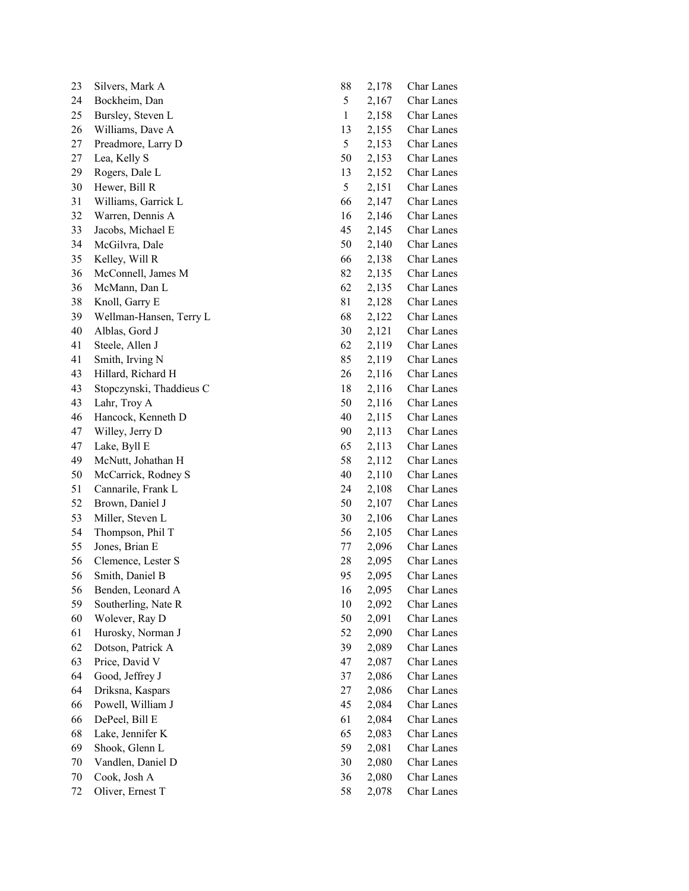| | | | | |
|---|---|---|---|---|
| 23 | Silvers, Mark A | 88 | 2,178 | Char Lanes |
| 24 | Bockheim, Dan | 5 | 2,167 | Char Lanes |
| 25 | Bursley, Steven L | 1 | 2,158 | Char Lanes |
| 26 | Williams, Dave A | 13 | 2,155 | Char Lanes |
| 27 | Preadmore, Larry D | 5 | 2,153 | Char Lanes |
| 27 | Lea, Kelly S | 50 | 2,153 | Char Lanes |
| 29 | Rogers, Dale L | 13 | 2,152 | Char Lanes |
| 30 | Hewer, Bill R | 5 | 2,151 | Char Lanes |
| 31 | Williams, Garrick L | 66 | 2,147 | Char Lanes |
| 32 | Warren, Dennis A | 16 | 2,146 | Char Lanes |
| 33 | Jacobs, Michael E | 45 | 2,145 | Char Lanes |
| 34 | McGilvra, Dale | 50 | 2,140 | Char Lanes |
| 35 | Kelley, Will R | 66 | 2,138 | Char Lanes |
| 36 | McConnell, James M | 82 | 2,135 | Char Lanes |
| 36 | McMann, Dan L | 62 | 2,135 | Char Lanes |
| 38 | Knoll, Garry E | 81 | 2,128 | Char Lanes |
| 39 | Wellman-Hansen, Terry L | 68 | 2,122 | Char Lanes |
| 40 | Alblas, Gord J | 30 | 2,121 | Char Lanes |
| 41 | Steele, Allen J | 62 | 2,119 | Char Lanes |
| 41 | Smith, Irving N | 85 | 2,119 | Char Lanes |
| 43 | Hillard, Richard H | 26 | 2,116 | Char Lanes |
| 43 | Stopczynski, Thaddieus C | 18 | 2,116 | Char Lanes |
| 43 | Lahr, Troy A | 50 | 2,116 | Char Lanes |
| 46 | Hancock, Kenneth D | 40 | 2,115 | Char Lanes |
| 47 | Willey, Jerry D | 90 | 2,113 | Char Lanes |
| 47 | Lake, Byll E | 65 | 2,113 | Char Lanes |
| 49 | McNutt, Johathan H | 58 | 2,112 | Char Lanes |
| 50 | McCarrick, Rodney S | 40 | 2,110 | Char Lanes |
| 51 | Cannarile, Frank L | 24 | 2,108 | Char Lanes |
| 52 | Brown, Daniel J | 50 | 2,107 | Char Lanes |
| 53 | Miller, Steven L | 30 | 2,106 | Char Lanes |
| 54 | Thompson, Phil T | 56 | 2,105 | Char Lanes |
| 55 | Jones, Brian E | 77 | 2,096 | Char Lanes |
| 56 | Clemence, Lester S | 28 | 2,095 | Char Lanes |
| 56 | Smith, Daniel B | 95 | 2,095 | Char Lanes |
| 56 | Benden, Leonard A | 16 | 2,095 | Char Lanes |
| 59 | Southerling, Nate R | 10 | 2,092 | Char Lanes |
| 60 | Wolever, Ray D | 50 | 2,091 | Char Lanes |
| 61 | Hurosky, Norman J | 52 | 2,090 | Char Lanes |
| 62 | Dotson, Patrick A | 39 | 2,089 | Char Lanes |
| 63 | Price, David V | 47 | 2,087 | Char Lanes |
| 64 | Good, Jeffrey J | 37 | 2,086 | Char Lanes |
| 64 | Driksna, Kaspars | 27 | 2,086 | Char Lanes |
| 66 | Powell, William J | 45 | 2,084 | Char Lanes |
| 66 | DePeel, Bill E | 61 | 2,084 | Char Lanes |
| 68 | Lake, Jennifer K | 65 | 2,083 | Char Lanes |
| 69 | Shook, Glenn L | 59 | 2,081 | Char Lanes |
| 70 | Vandlen, Daniel D | 30 | 2,080 | Char Lanes |
| 70 | Cook, Josh A | 36 | 2,080 | Char Lanes |
| 72 | Oliver, Ernest T | 58 | 2,078 | Char Lanes |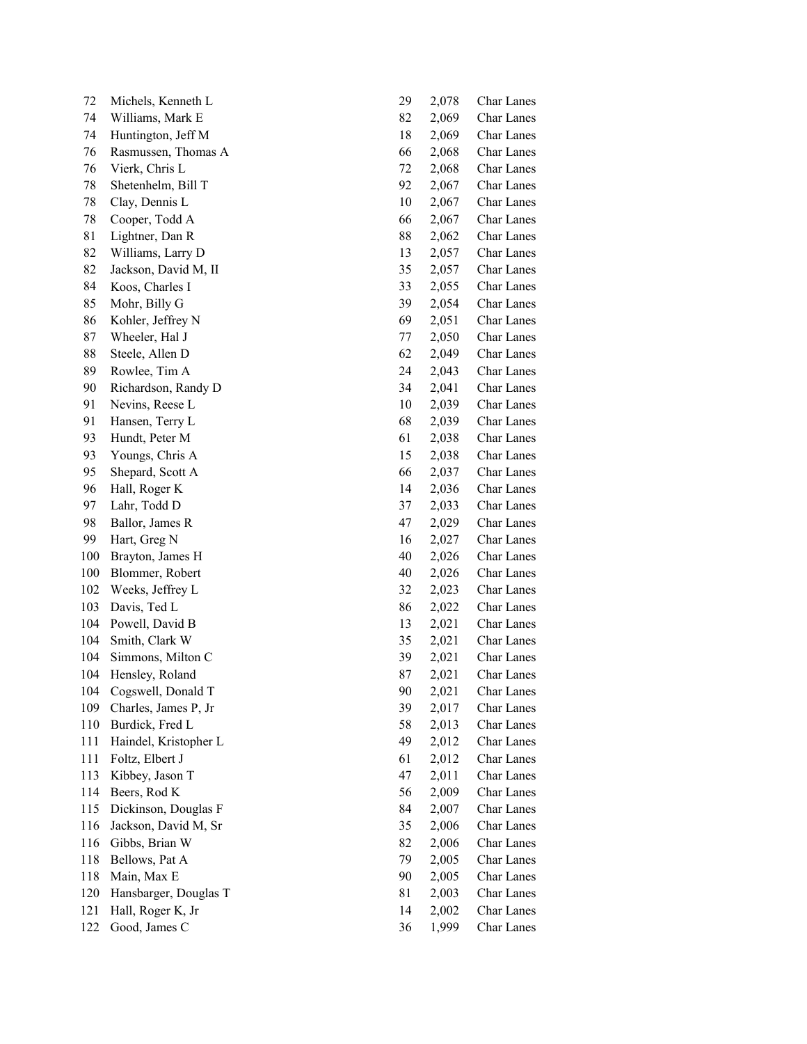| | | | | |
|---|---|---|---|---|
| 72 | Michels, Kenneth L | 29 | 2,078 | Char Lanes |
| 74 | Williams, Mark E | 82 | 2,069 | Char Lanes |
| 74 | Huntington, Jeff M | 18 | 2,069 | Char Lanes |
| 76 | Rasmussen, Thomas A | 66 | 2,068 | Char Lanes |
| 76 | Vierk, Chris L | 72 | 2,068 | Char Lanes |
| 78 | Shetenhelm, Bill T | 92 | 2,067 | Char Lanes |
| 78 | Clay, Dennis L | 10 | 2,067 | Char Lanes |
| 78 | Cooper, Todd A | 66 | 2,067 | Char Lanes |
| 81 | Lightner, Dan R | 88 | 2,062 | Char Lanes |
| 82 | Williams, Larry D | 13 | 2,057 | Char Lanes |
| 82 | Jackson, David M, II | 35 | 2,057 | Char Lanes |
| 84 | Koos, Charles I | 33 | 2,055 | Char Lanes |
| 85 | Mohr, Billy G | 39 | 2,054 | Char Lanes |
| 86 | Kohler, Jeffrey N | 69 | 2,051 | Char Lanes |
| 87 | Wheeler, Hal J | 77 | 2,050 | Char Lanes |
| 88 | Steele, Allen D | 62 | 2,049 | Char Lanes |
| 89 | Rowlee, Tim A | 24 | 2,043 | Char Lanes |
| 90 | Richardson, Randy D | 34 | 2,041 | Char Lanes |
| 91 | Nevins, Reese L | 10 | 2,039 | Char Lanes |
| 91 | Hansen, Terry L | 68 | 2,039 | Char Lanes |
| 93 | Hundt, Peter M | 61 | 2,038 | Char Lanes |
| 93 | Youngs, Chris A | 15 | 2,038 | Char Lanes |
| 95 | Shepard, Scott A | 66 | 2,037 | Char Lanes |
| 96 | Hall, Roger K | 14 | 2,036 | Char Lanes |
| 97 | Lahr, Todd D | 37 | 2,033 | Char Lanes |
| 98 | Ballor, James R | 47 | 2,029 | Char Lanes |
| 99 | Hart, Greg N | 16 | 2,027 | Char Lanes |
| 100 | Brayton, James H | 40 | 2,026 | Char Lanes |
| 100 | Blommer, Robert | 40 | 2,026 | Char Lanes |
| 102 | Weeks, Jeffrey L | 32 | 2,023 | Char Lanes |
| 103 | Davis, Ted L | 86 | 2,022 | Char Lanes |
| 104 | Powell, David B | 13 | 2,021 | Char Lanes |
| 104 | Smith, Clark W | 35 | 2,021 | Char Lanes |
| 104 | Simmons, Milton C | 39 | 2,021 | Char Lanes |
| 104 | Hensley, Roland | 87 | 2,021 | Char Lanes |
| 104 | Cogswell, Donald T | 90 | 2,021 | Char Lanes |
| 109 | Charles, James P, Jr | 39 | 2,017 | Char Lanes |
| 110 | Burdick, Fred L | 58 | 2,013 | Char Lanes |
| 111 | Haindel, Kristopher L | 49 | 2,012 | Char Lanes |
| 111 | Foltz, Elbert J | 61 | 2,012 | Char Lanes |
| 113 | Kibbey, Jason T | 47 | 2,011 | Char Lanes |
| 114 | Beers, Rod K | 56 | 2,009 | Char Lanes |
| 115 | Dickinson, Douglas F | 84 | 2,007 | Char Lanes |
| 116 | Jackson, David M, Sr | 35 | 2,006 | Char Lanes |
| 116 | Gibbs, Brian W | 82 | 2,006 | Char Lanes |
| 118 | Bellows, Pat A | 79 | 2,005 | Char Lanes |
| 118 | Main, Max E | 90 | 2,005 | Char Lanes |
| 120 | Hansbarger, Douglas T | 81 | 2,003 | Char Lanes |
| 121 | Hall, Roger K, Jr | 14 | 2,002 | Char Lanes |
| 122 | Good, James C | 36 | 1,999 | Char Lanes |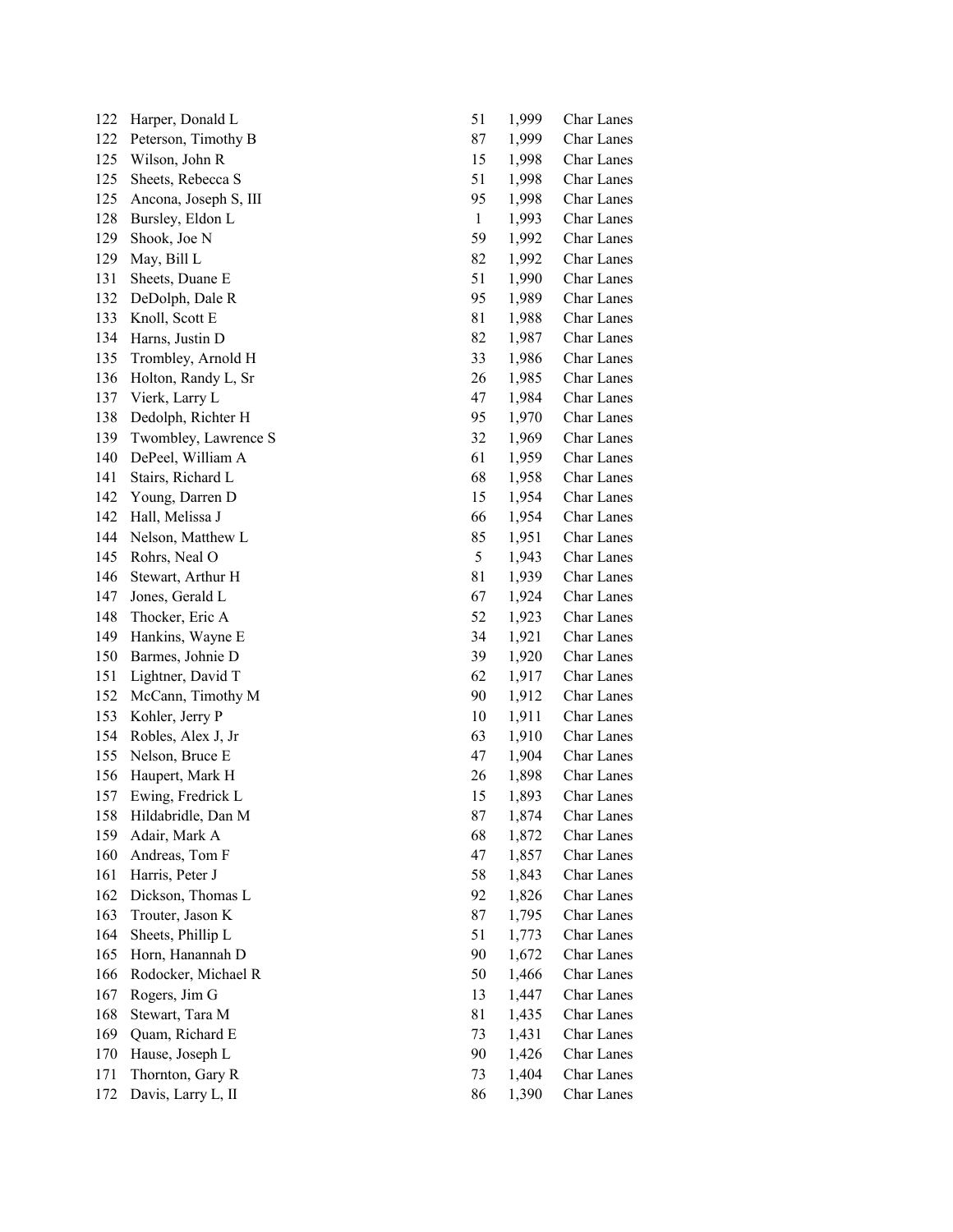| | | | | |
|---|---|---|---|---|
| 122 | Harper, Donald L | 51 | 1,999 | Char Lanes |
| 122 | Peterson, Timothy B | 87 | 1,999 | Char Lanes |
| 125 | Wilson, John R | 15 | 1,998 | Char Lanes |
| 125 | Sheets, Rebecca S | 51 | 1,998 | Char Lanes |
| 125 | Ancona, Joseph S, III | 95 | 1,998 | Char Lanes |
| 128 | Bursley, Eldon L | 1 | 1,993 | Char Lanes |
| 129 | Shook, Joe N | 59 | 1,992 | Char Lanes |
| 129 | May, Bill L | 82 | 1,992 | Char Lanes |
| 131 | Sheets, Duane E | 51 | 1,990 | Char Lanes |
| 132 | DeDolph, Dale R | 95 | 1,989 | Char Lanes |
| 133 | Knoll, Scott E | 81 | 1,988 | Char Lanes |
| 134 | Harns, Justin D | 82 | 1,987 | Char Lanes |
| 135 | Trombley, Arnold H | 33 | 1,986 | Char Lanes |
| 136 | Holton, Randy L, Sr | 26 | 1,985 | Char Lanes |
| 137 | Vierk, Larry L | 47 | 1,984 | Char Lanes |
| 138 | Dedolph, Richter H | 95 | 1,970 | Char Lanes |
| 139 | Twombley, Lawrence S | 32 | 1,969 | Char Lanes |
| 140 | DePeel, William A | 61 | 1,959 | Char Lanes |
| 141 | Stairs, Richard L | 68 | 1,958 | Char Lanes |
| 142 | Young, Darren D | 15 | 1,954 | Char Lanes |
| 142 | Hall, Melissa J | 66 | 1,954 | Char Lanes |
| 144 | Nelson, Matthew L | 85 | 1,951 | Char Lanes |
| 145 | Rohrs, Neal O | 5 | 1,943 | Char Lanes |
| 146 | Stewart, Arthur H | 81 | 1,939 | Char Lanes |
| 147 | Jones, Gerald L | 67 | 1,924 | Char Lanes |
| 148 | Thocker, Eric A | 52 | 1,923 | Char Lanes |
| 149 | Hankins, Wayne E | 34 | 1,921 | Char Lanes |
| 150 | Barmes, Johnie D | 39 | 1,920 | Char Lanes |
| 151 | Lightner, David T | 62 | 1,917 | Char Lanes |
| 152 | McCann, Timothy M | 90 | 1,912 | Char Lanes |
| 153 | Kohler, Jerry P | 10 | 1,911 | Char Lanes |
| 154 | Robles, Alex J, Jr | 63 | 1,910 | Char Lanes |
| 155 | Nelson, Bruce E | 47 | 1,904 | Char Lanes |
| 156 | Haupert, Mark H | 26 | 1,898 | Char Lanes |
| 157 | Ewing, Fredrick L | 15 | 1,893 | Char Lanes |
| 158 | Hildabridle, Dan M | 87 | 1,874 | Char Lanes |
| 159 | Adair, Mark A | 68 | 1,872 | Char Lanes |
| 160 | Andreas, Tom F | 47 | 1,857 | Char Lanes |
| 161 | Harris, Peter J | 58 | 1,843 | Char Lanes |
| 162 | Dickson, Thomas L | 92 | 1,826 | Char Lanes |
| 163 | Trouter, Jason K | 87 | 1,795 | Char Lanes |
| 164 | Sheets, Phillip L | 51 | 1,773 | Char Lanes |
| 165 | Horn, Hanannah D | 90 | 1,672 | Char Lanes |
| 166 | Rodocker, Michael R | 50 | 1,466 | Char Lanes |
| 167 | Rogers, Jim G | 13 | 1,447 | Char Lanes |
| 168 | Stewart, Tara M | 81 | 1,435 | Char Lanes |
| 169 | Quam, Richard E | 73 | 1,431 | Char Lanes |
| 170 | Hause, Joseph L | 90 | 1,426 | Char Lanes |
| 171 | Thornton, Gary R | 73 | 1,404 | Char Lanes |
| 172 | Davis, Larry L, II | 86 | 1,390 | Char Lanes |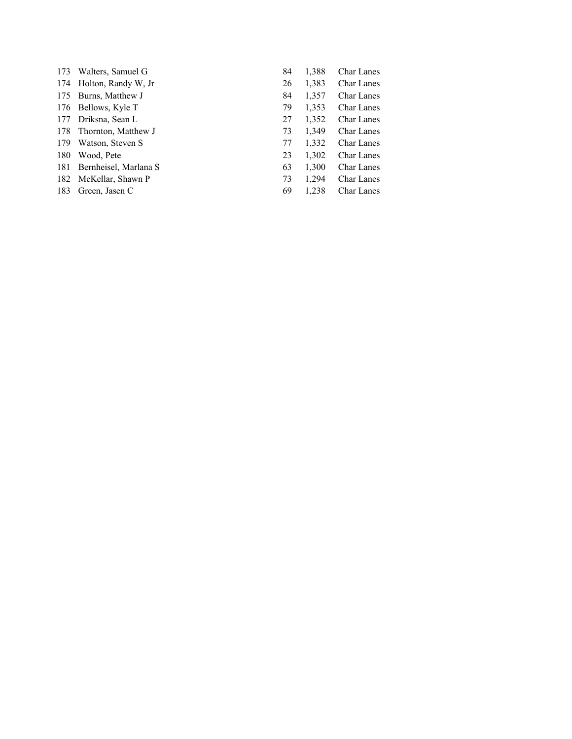| | | | | |
|---|---|---|---|---|
| 173 | Walters, Samuel G | 84 | 1,388 | Char Lanes |
| 174 | Holton, Randy W, Jr | 26 | 1,383 | Char Lanes |
| 175 | Burns, Matthew J | 84 | 1,357 | Char Lanes |
| 176 | Bellows, Kyle T | 79 | 1,353 | Char Lanes |
| 177 | Driksna, Sean L | 27 | 1,352 | Char Lanes |
| 178 | Thornton, Matthew J | 73 | 1,349 | Char Lanes |
| 179 | Watson, Steven S | 77 | 1,332 | Char Lanes |
| 180 | Wood, Pete | 23 | 1,302 | Char Lanes |
| 181 | Bernheisel, Marlana S | 63 | 1,300 | Char Lanes |
| 182 | McKellar, Shawn P | 73 | 1,294 | Char Lanes |
| 183 | Green, Jasen C | 69 | 1,238 | Char Lanes |